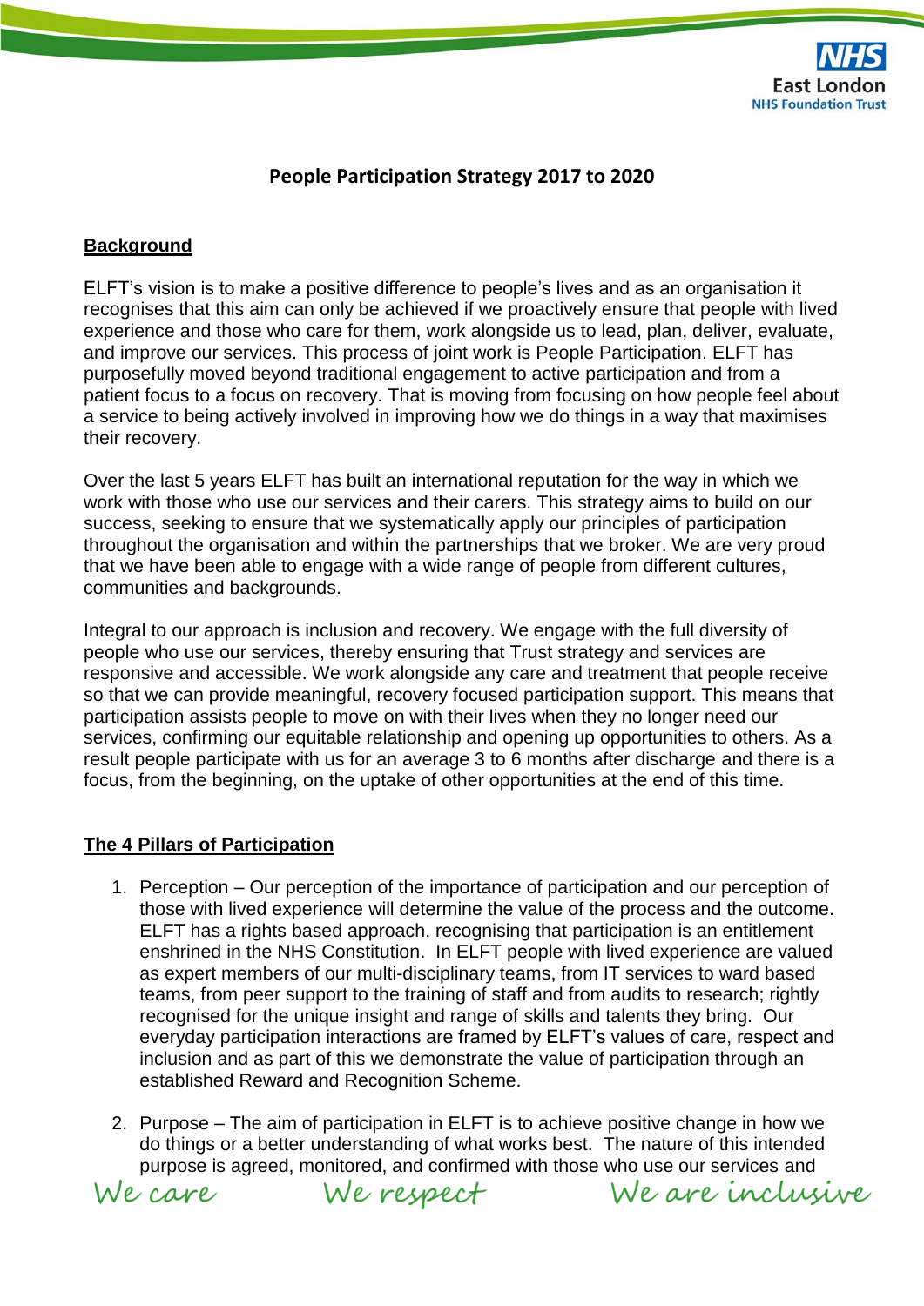# People Participation Strategy 2017 to 2020

## Background

ELFT's vision is to make a positive difference to people's lives and as an organisation it recognises that this aim can only be achieved if we proactively ensure that people with lived experience and those who care for them, work alongside us to lead, plan, deliver, evaluate, and improve our services. This process of joint work is People Participation. ELFT has purposefully moved beyond traditional engagement to active participation and from a patient focus to a focus on recovery. That is moving from focusing on how people feel about a service to being actively involved in improving how we do things in a way that maximises their recovery.

Over the last 5 years ELFT has built an international reputation for the way in which we work with those who use our services and their carers. This strategy aims to build on our success, seeking to ensure that we systematically apply our principles of participation throughout the organisation and within the partnerships that we broker. We are very proud that we have been able to engage with a wide range of people from different cultures, communities and backgrounds.

Integral to our approach is inclusion and recovery. We engage with the full diversity of people who use our services, thereby ensuring that Trust strategy and services are responsive and accessible. We work alongside any care and treatment that people receive so that we can provide meaningful, recovery focused participation support. This means that participation assists people to move on with their lives when they no longer need our services, confirming our equitable relationship and opening up opportunities to others. As a result people participate with us for an average 3 to 6 months after discharge and there is a focus, from the beginning, on the uptake of other opportunities at the end of this time.

## The 4 Pillars of Participation

1. Perception – Our perception of the importance of participation and our perception of those with lived experience will determine the value of the process and the outcome. ELFT has a rights based approach, recognising that participation is an entitlement enshrined in the NHS Constitution. In ELFT people with lived experience are valued as expert members of our multi-disciplinary teams, from IT services to ward based teams, from peer support to the training of staff and from audits to research; rightly recognised for the unique insight and range of skills and talents they bring. Our everyday participation interactions are framed by ELFT's values of care, respect and inclusion and as part of this we demonstrate the value of participation through an established Reward and Recognition Scheme.

2. Purpose – The aim of participation in ELFT is to achieve positive change in how we do things or a better understanding of what works best. The nature of this intended purpose is agreed, monitored, and confirmed with those who use our services and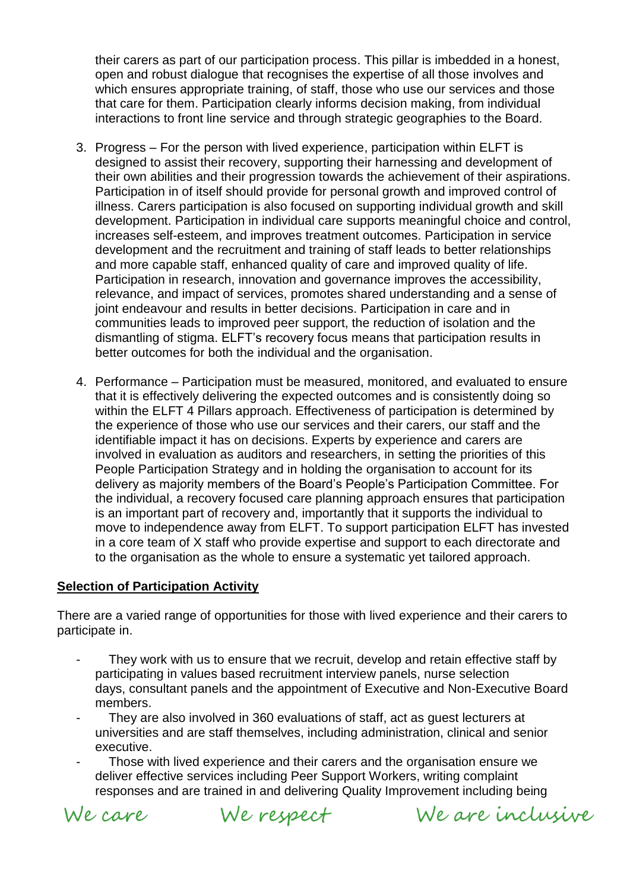their carers as part of our participation process. This pillar is imbedded in a honest, open and robust dialogue that recognises the expertise of all those involves and which ensures appropriate training, of staff, those who use our services and those that care for them. Participation clearly informs decision making, from individual interactions to front line service and through strategic geographies to the Board.

3. Progress – For the person with lived experience, participation within ELFT is designed to assist their recovery, supporting their harnessing and development of their own abilities and their progression towards the achievement of their aspirations. Participation in of itself should provide for personal growth and improved control of illness. Carers participation is also focused on supporting individual growth and skill development. Participation in individual care supports meaningful choice and control, increases self-esteem, and improves treatment outcomes. Participation in service development and the recruitment and training of staff leads to better relationships and more capable staff, enhanced quality of care and improved quality of life. Participation in research, innovation and governance improves the accessibility, relevance, and impact of services, promotes shared understanding and a sense of joint endeavour and results in better decisions. Participation in care and in communities leads to improved peer support, the reduction of isolation and the dismantling of stigma. ELFT's recovery focus means that participation results in better outcomes for both the individual and the organisation.

4. Performance – Participation must be measured, monitored, and evaluated to ensure that it is effectively delivering the expected outcomes and is consistently doing so within the ELFT 4 Pillars approach. Effectiveness of participation is determined by the experience of those who use our services and their carers, our staff and the identifiable impact it has on decisions. Experts by experience and carers are involved in evaluation as auditors and researchers, in setting the priorities of this People Participation Strategy and in holding the organisation to account for its delivery as majority members of the Board's People's Participation Committee. For the individual, a recovery focused care planning approach ensures that participation is an important part of recovery and, importantly that it supports the individual to move to independence away from ELFT. To support participation ELFT has invested in a core team of X staff who provide expertise and support to each directorate and to the organisation as the whole to ensure a systematic yet tailored approach.

**Selection of Participation Activity**

There are a varied range of opportunities for those with lived experience and their carers to participate in.

- They work with us to ensure that we recruit, develop and retain effective staff by participating in values based recruitment interview panels, nurse selection days, consultant panels and the appointment of Executive and Non-Executive Board members.
- They are also involved in 360 evaluations of staff, act as guest lecturers at universities and are staff themselves, including administration, clinical and senior executive.
- Those with lived experience and their carers and the organisation ensure we deliver effective services including Peer Support Workers, writing complaint responses and are trained in and delivering Quality Improvement including being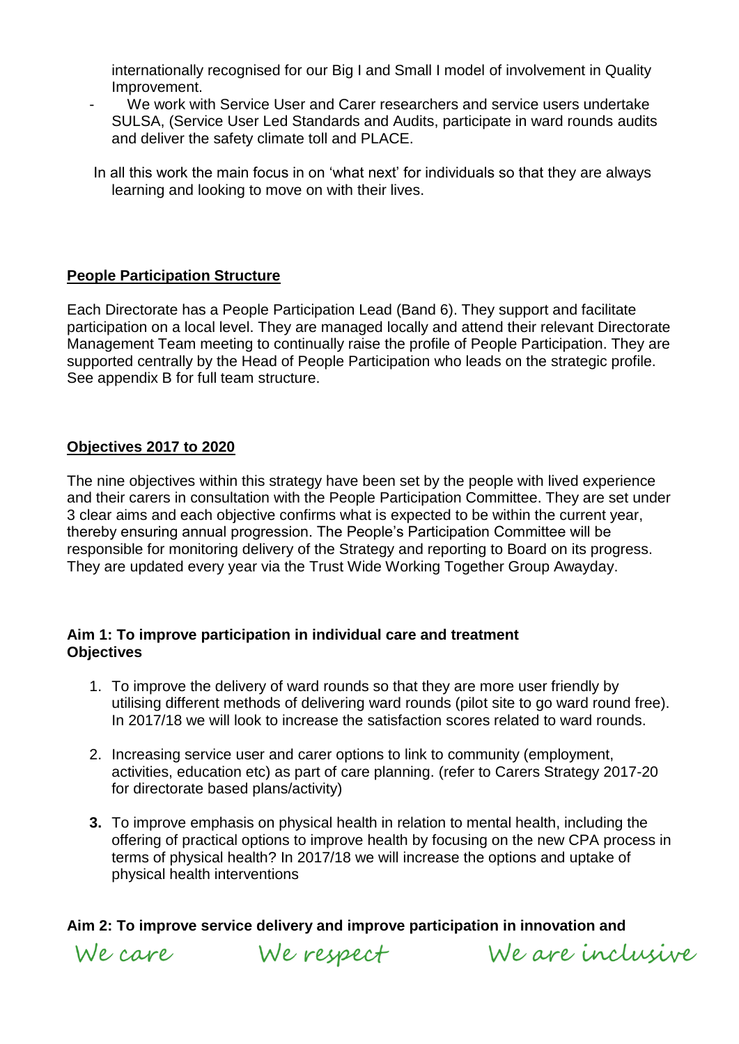internationally recognised for our Big I and Small I model of involvement in Quality Improvement.

- We work with Service User and Carer researchers and service users undertake SULSA, (Service User Led Standards and Audits, participate in ward rounds audits and deliver the safety climate toll and PLACE.

In all this work the main focus in on 'what next' for individuals so that they are always learning and looking to move on with their lives.

## **People Participation Structure**

Each Directorate has a People Participation Lead (Band 6). They support and facilitate participation on a local level. They are managed locally and attend their relevant Directorate Management Team meeting to continually raise the profile of People Participation. They are supported centrally by the Head of People Participation who leads on the strategic profile. See appendix B for full team structure.

## **Objectives 2017 to 2020**

The nine objectives within this strategy have been set by the people with lived experience and their carers in consultation with the People Participation Committee. They are set under 3 clear aims and each objective confirms what is expected to be within the current year, thereby ensuring annual progression. The People's Participation Committee will be responsible for monitoring delivery of the Strategy and reporting to Board on its progress. They are updated every year via the Trust Wide Working Together Group Awayday.

### **Aim 1: To improve participation in individual care and treatment**
**Objectives**

1. To improve the delivery of ward rounds so that they are more user friendly by utilising different methods of delivering ward rounds (pilot site to go ward round free). In 2017/18 we will look to increase the satisfaction scores related to ward rounds.

2. Increasing service user and carer options to link to community (employment, activities, education etc) as part of care planning. (refer to Carers Strategy 2017-20 for directorate based plans/activity)

3. To improve emphasis on physical health in relation to mental health, including the offering of practical options to improve health by focusing on the new CPA process in terms of physical health? In 2017/18 we will increase the options and uptake of physical health interventions

### **Aim 2: To improve service delivery and improve participation in innovation and**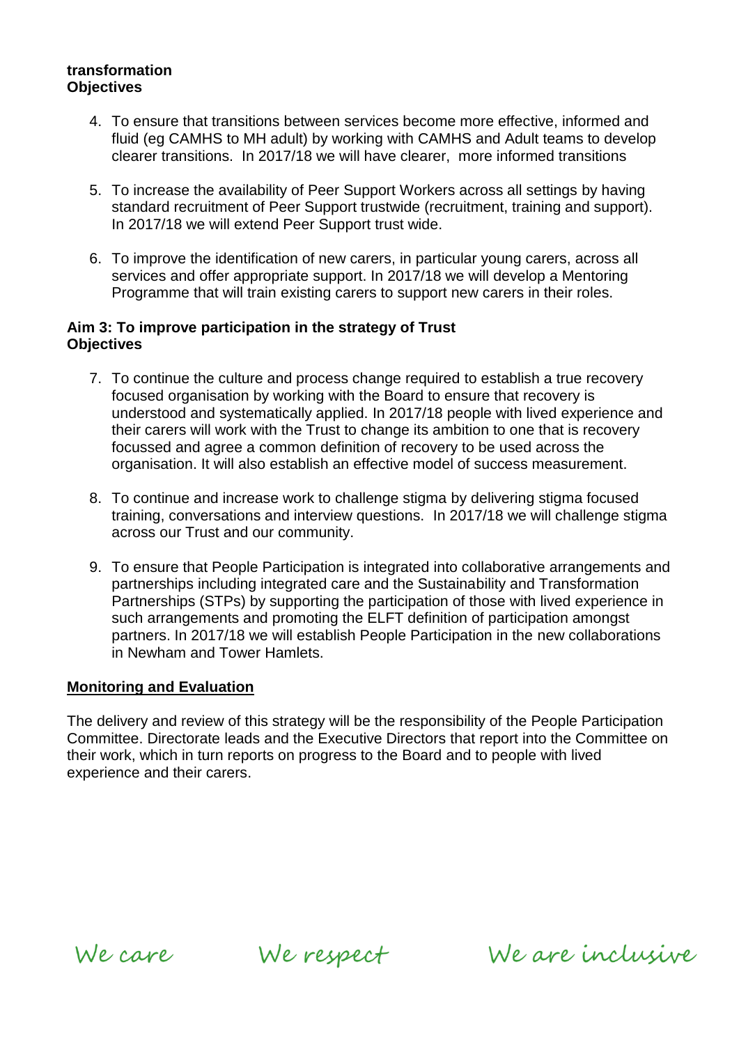**transformation**
**Objectives**

4. To ensure that transitions between services become more effective, informed and fluid (eg CAMHS to MH adult) by working with CAMHS and Adult teams to develop clearer transitions. In 2017/18 we will have clearer, more informed transitions

5. To increase the availability of Peer Support Workers across all settings by having standard recruitment of Peer Support trustwide (recruitment, training and support). In 2017/18 we will extend Peer Support trust wide.

6. To improve the identification of new carers, in particular young carers, across all services and offer appropriate support. In 2017/18 we will develop a Mentoring Programme that will train existing carers to support new carers in their roles.

**Aim 3: To improve participation in the strategy of Trust**
**Objectives**

7. To continue the culture and process change required to establish a true recovery focused organisation by working with the Board to ensure that recovery is understood and systematically applied. In 2017/18 people with lived experience and their carers will work with the Trust to change its ambition to one that is recovery focussed and agree a common definition of recovery to be used across the organisation. It will also establish an effective model of success measurement.

8. To continue and increase work to challenge stigma by delivering stigma focused training, conversations and interview questions. In 2017/18 we will challenge stigma across our Trust and our community.

9. To ensure that People Participation is integrated into collaborative arrangements and partnerships including integrated care and the Sustainability and Transformation Partnerships (STPs) by supporting the participation of those with lived experience in such arrangements and promoting the ELFT definition of participation amongst partners. In 2017/18 we will establish People Participation in the new collaborations in Newham and Tower Hamlets.

**Monitoring and Evaluation**

The delivery and review of this strategy will be the responsibility of the People Participation Committee. Directorate leads and the Executive Directors that report into the Committee on their work, which in turn reports on progress to the Board and to people with lived experience and their carers.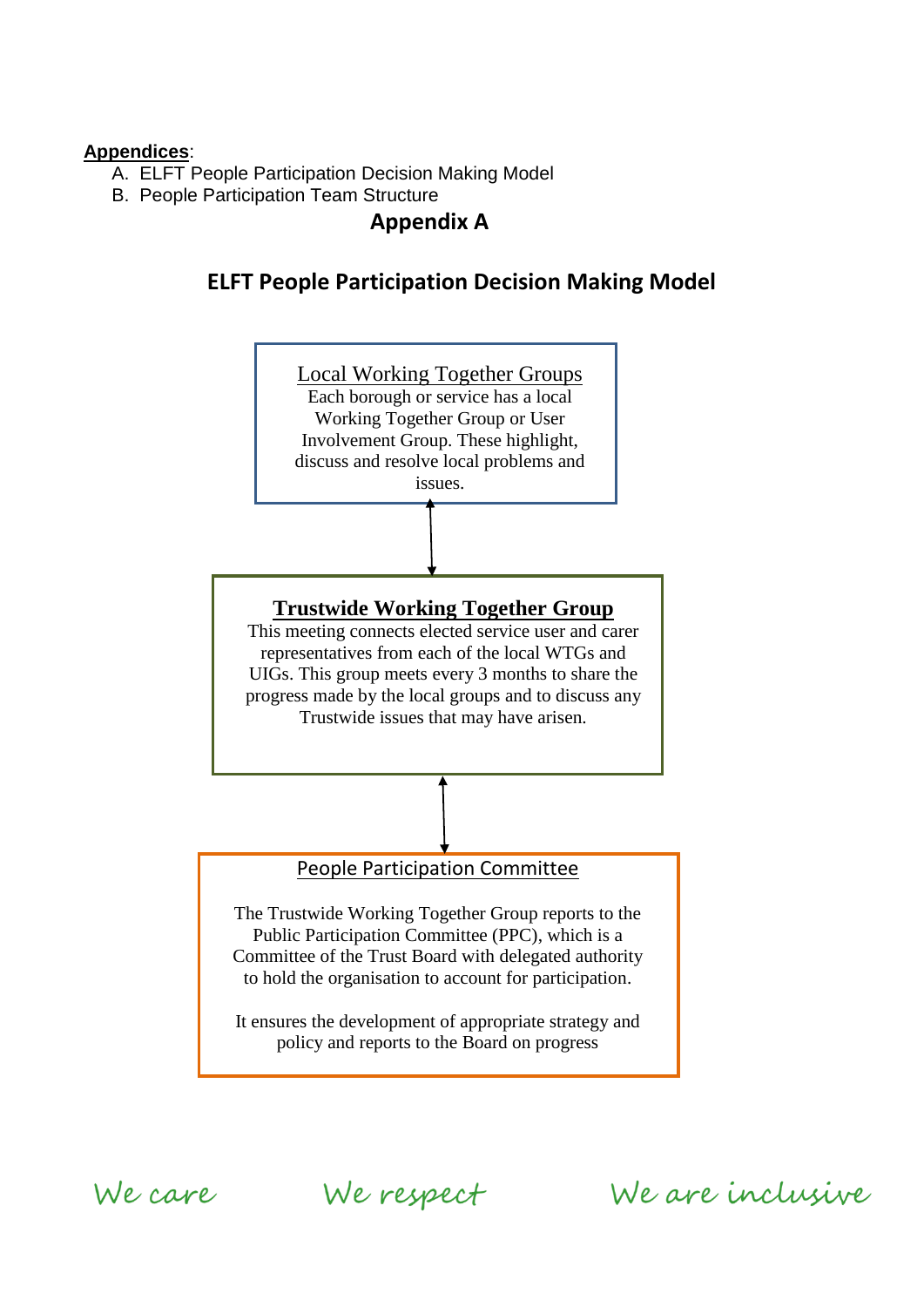**Appendices**:

A. ELFT People Participation Decision Making Model
B. People Participation Team Structure

## Appendix A

## ELFT People Participation Decision Making Model

**Local Working Together Groups**

Each borough or service has a local Working Together Group or User Involvement Group. These highlight, discuss and resolve local problems and issues.

↕

**Trustwide Working Together Group**

This meeting connects elected service user and carer representatives from each of the local WTGs and UIGs. This group meets every 3 months to share the progress made by the local groups and to discuss any Trustwide issues that may have arisen.

↕

**People Participation Committee**

The Trustwide Working Together Group reports to the Public Participation Committee (PPC), which is a Committee of the Trust Board with delegated authority to hold the organisation to account for participation.

It ensures the development of appropriate strategy and policy and reports to the Board on progress

*We care* *We respect* *We are inclusive*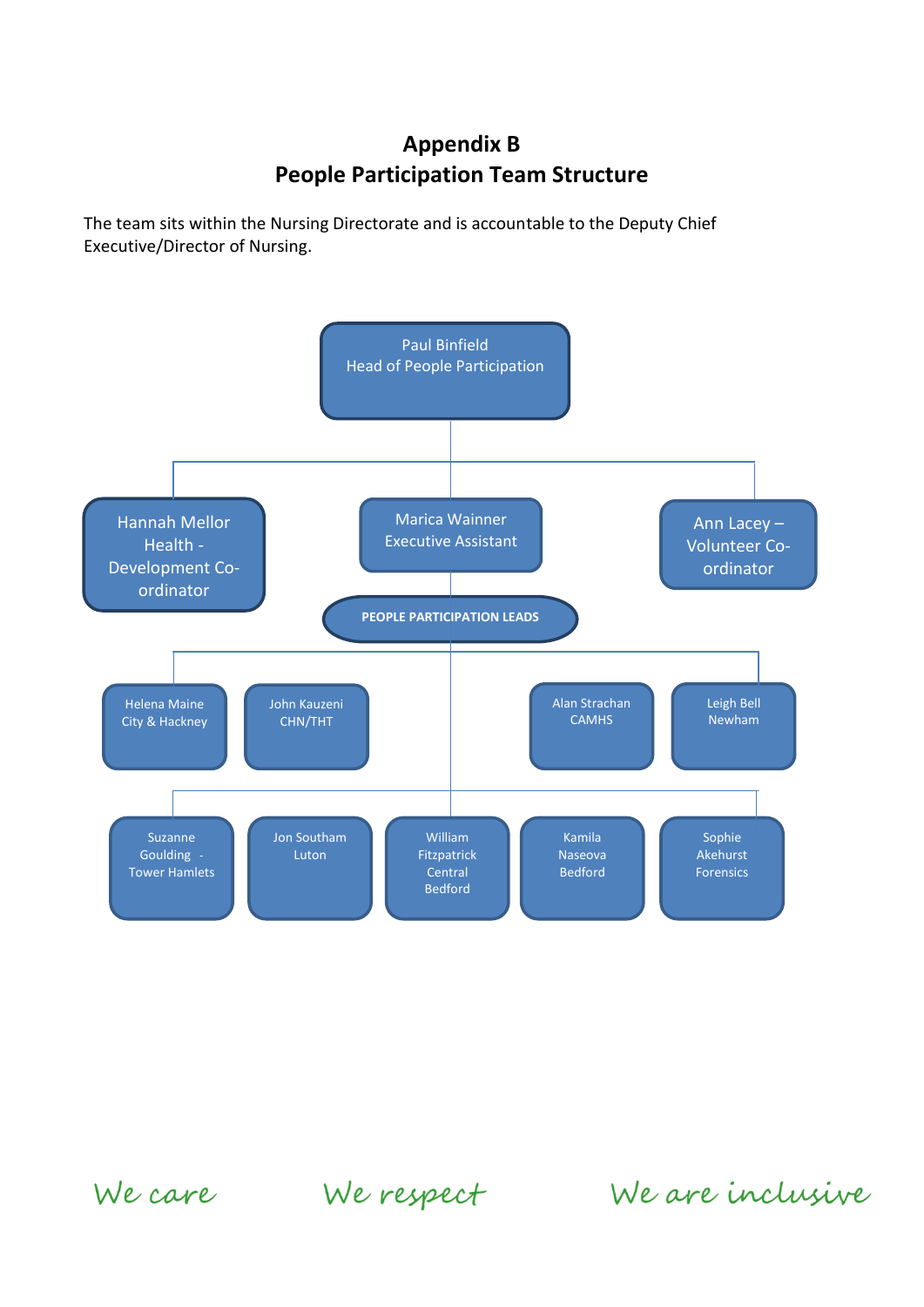# Appendix B
# People Participation Team Structure

The team sits within the Nursing Directorate and is accountable to the Deputy Chief Executive/Director of Nursing.

Paul Binfield
Head of People Participation

Hannah Mellor
Health - Development Co-ordinator

Marica Wainner
Executive Assistant

Ann Lacey – Volunteer Co-ordinator

PEOPLE PARTICIPATION LEADS

Helena Maine
City & Hackney

John Kauzeni
CHN/THT

Alan Strachan
CAMHS

Leigh Bell
Newham

Suzanne Goulding - Tower Hamlets

Jon Southam
Luton

William Fitzpatrick
Central Bedford

Kamila Naseova
Bedford

Sophie Akehurst
Forensics

We care We respect We are inclusive